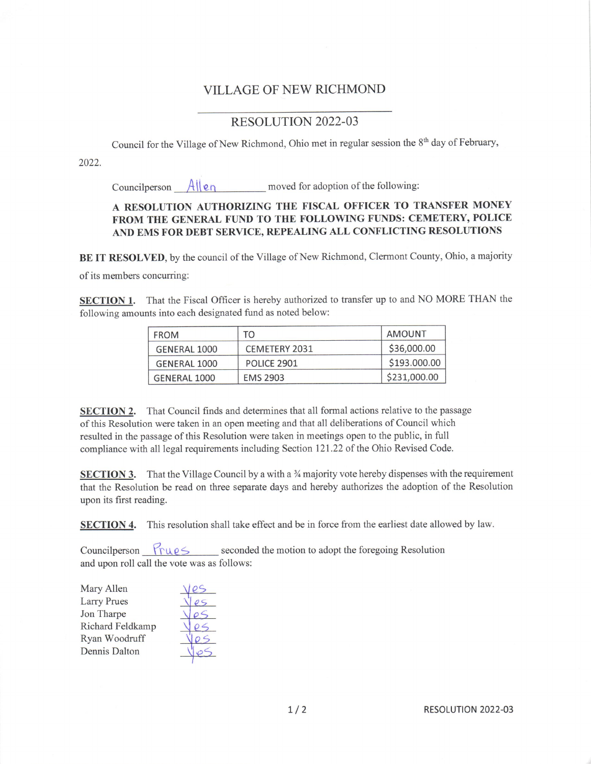# VILLAGE OF NEW RICHMOND

## RESOLUTION 2022-03

Council for the Village of New Richmond, Ohio met in regular session the 8th day of February, 2022.

Councilperson Allen moved for adoption of the following:

**A RESOLUTION AUTHORIZING THE FISCAL OFFICER TO TRANSFER MONEY FROM THE GENERAL FUND TO THE FOLLOWING FUNDS: CEMETERY, POLICE AND EMS FOR DEBT SERVICE, REPEALING ALL CONFLICTING RESOLUTIONS**

**BE IT RESOLVED**, by the council of the Village of New Richmond, Clermont County, Ohio, a majority of its members concurring:

**SECTION 1.** That the Fiscal Officer is hereby authorized to transfer up to and NO MORE THAN the following amounts into each designated fund as noted below:

| FROM | TO | AMOUNT |
|---|---|---|
| GENERAL 1000 | CEMETERY 2031 | $36,000.00 |
| GENERAL 1000 | POLICE 2901 | $193.000.00 |
| GENERAL 1000 | EMS 2903 | $231,000.00 |

**SECTION 2.** That Council finds and determines that all formal actions relative to the passage of this Resolution were taken in an open meeting and that all deliberations of Council which resulted in the passage of this Resolution were taken in meetings open to the public, in full compliance with all legal requirements including Section 121.22 of the Ohio Revised Code.

**SECTION 3.** That the Village Council by a with a ¾ majority vote hereby dispenses with the requirement that the Resolution be read on three separate days and hereby authorizes the adoption of the Resolution upon its first reading.

**SECTION 4.** This resolution shall take effect and be in force from the earliest date allowed by law.

Councilperson Prues seconded the motion to adopt the foregoing Resolution and upon roll call the vote was as follows:

| | |
|---|---|
| Mary Allen | Yes |
| Larry Prues | Yes |
| Jon Tharpe | Yes |
| Richard Feldkamp | Yes |
| Ryan Woodruff | Yes |
| Dennis Dalton | Yes |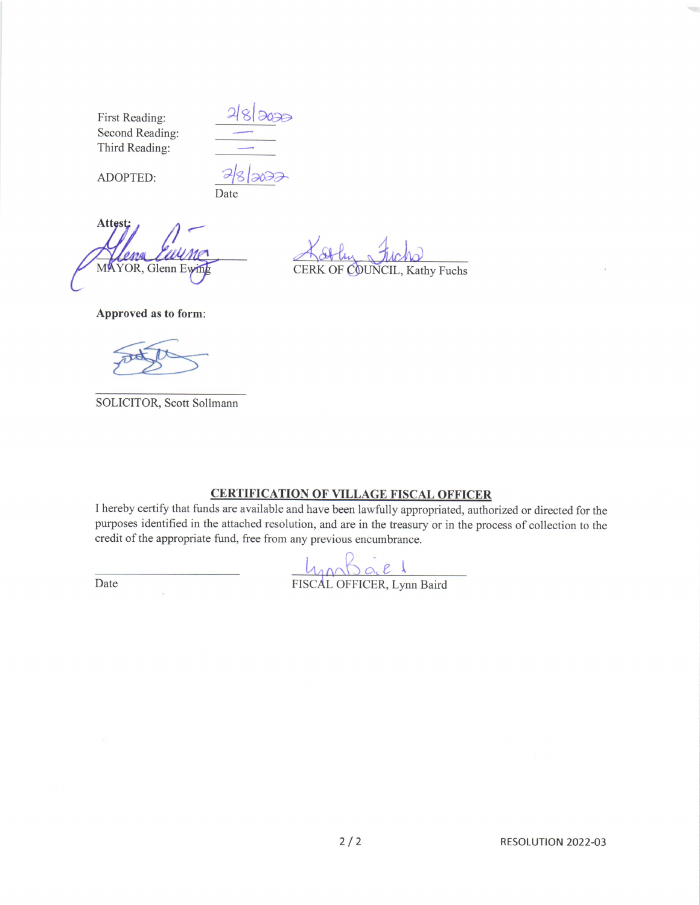| | |
|---|---|
| First Reading: | 2/8/2022 |
| Second Reading: | — |
| Third Reading: | — |
| ADOPTED: | 2/8/2022 |
| | Date |

**Attest:**

MAYOR, Glenn Ewing

CERK OF COUNCIL, Kathy Fuchs

**Approved as to form:**

SOLICITOR, Scott Sollmann

**CERTIFICATION OF VILLAGE FISCAL OFFICER**

I hereby certify that funds are available and have been lawfully appropriated, authorized or directed for the purposes identified in the attached resolution, and are in the treasury or in the process of collection to the credit of the appropriate fund, free from any previous encumbrance.

Date

FISCAL OFFICER, Lynn Baird